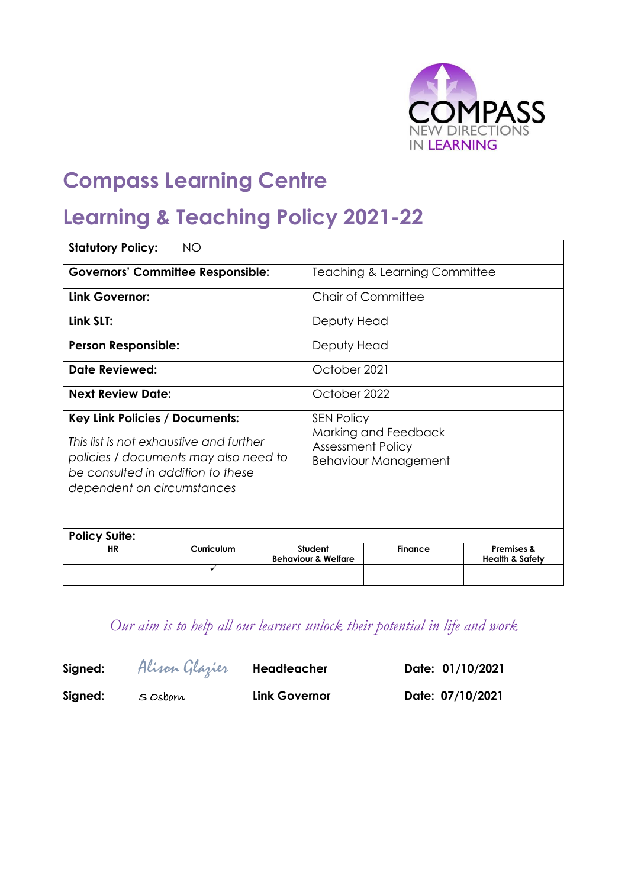COMPASS
NEW DIRECTIONS IN LEARNING

# Compass Learning Centre

# Learning & Teaching Policy 2021-22

| **Statutory Policy:** NO | |
|---|---|
| **Governors' Committee Responsible:** | Teaching & Learning Committee |
| **Link Governor:** | Chair of Committee |
| **Link SLT:** | Deputy Head |
| **Person Responsible:** | Deputy Head |
| **Date Reviewed:** | October 2021 |
| **Next Review Date:** | October 2022 |
| **Key Link Policies / Documents:**<br>*This list is not exhaustive and further policies / documents may also need to be consulted in addition to these dependent on circumstances* | SEN Policy<br>Marking and Feedback<br>Assessment Policy<br>Behaviour Management |

**Policy Suite:**

| HR | Curriculum | Student Behaviour & Welfare | Finance | Premises & Health & Safety |
|---|---|---|---|---|
| | ✓ | | | |

*Our aim is to help all our learners unlock their potential in life and work*

| | | | |
|---|---|---|---|
| **Signed:** | Alison Glazier | **Headteacher** | **Date: 01/10/2021** |
| **Signed:** | S Osborn | **Link Governor** | **Date: 07/10/2021** |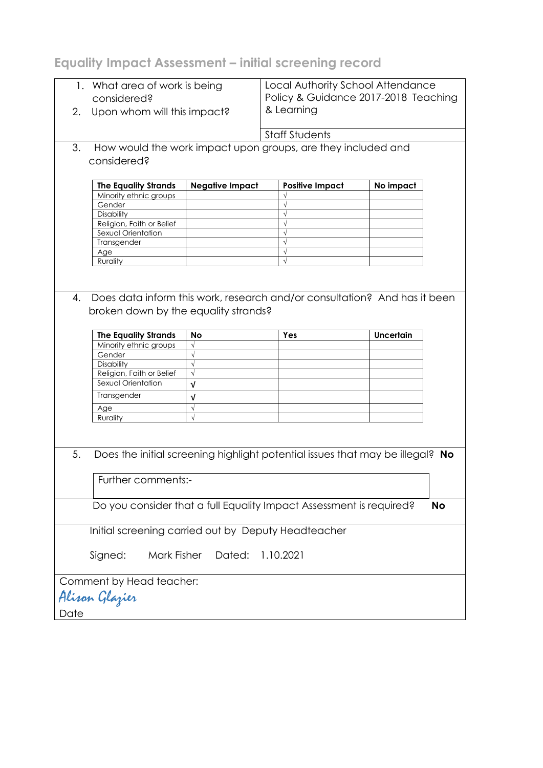## Equality Impact Assessment – initial screening record

| | |
|---|---|
| 1. What area of work is being considered? | Local Authority School Attendance Policy & Guidance 2017-2018 Teaching & Learning |
| 2. Upon whom will this impact? | Staff Students |

3. How would the work impact upon groups, are they included and considered?

| The Equality Strands | Negative Impact | Positive Impact | No impact |
|---|---|---|---|
| Minority ethnic groups | | √ | |
| Gender | | √ | |
| Disability | | √ | |
| Religion, Faith or Belief | | √ | |
| Sexual Orientation | | √ | |
| Transgender | | √ | |
| Age | | √ | |
| Rurality | | √ | |

4. Does data inform this work, research and/or consultation? And has it been broken down by the equality strands?

| The Equality Strands | No | Yes | Uncertain |
|---|---|---|---|
| Minority ethnic groups | √ | | |
| Gender | √ | | |
| Disability | √ | | |
| Religion, Faith or Belief | √ | | |
| Sexual Orientation | √ | | |
| Transgender | √ | | |
| Age | √ | | |
| Rurality | √ | | |

5. Does the initial screening highlight potential issues that may be illegal? **No**

Further comments:-

Do you consider that a full Equality Impact Assessment is required? **No**

Initial screening carried out by Deputy Headteacher

Signed: Mark Fisher Dated: 1.10.2021

Comment by Head teacher:

*Alison Glazier*

Date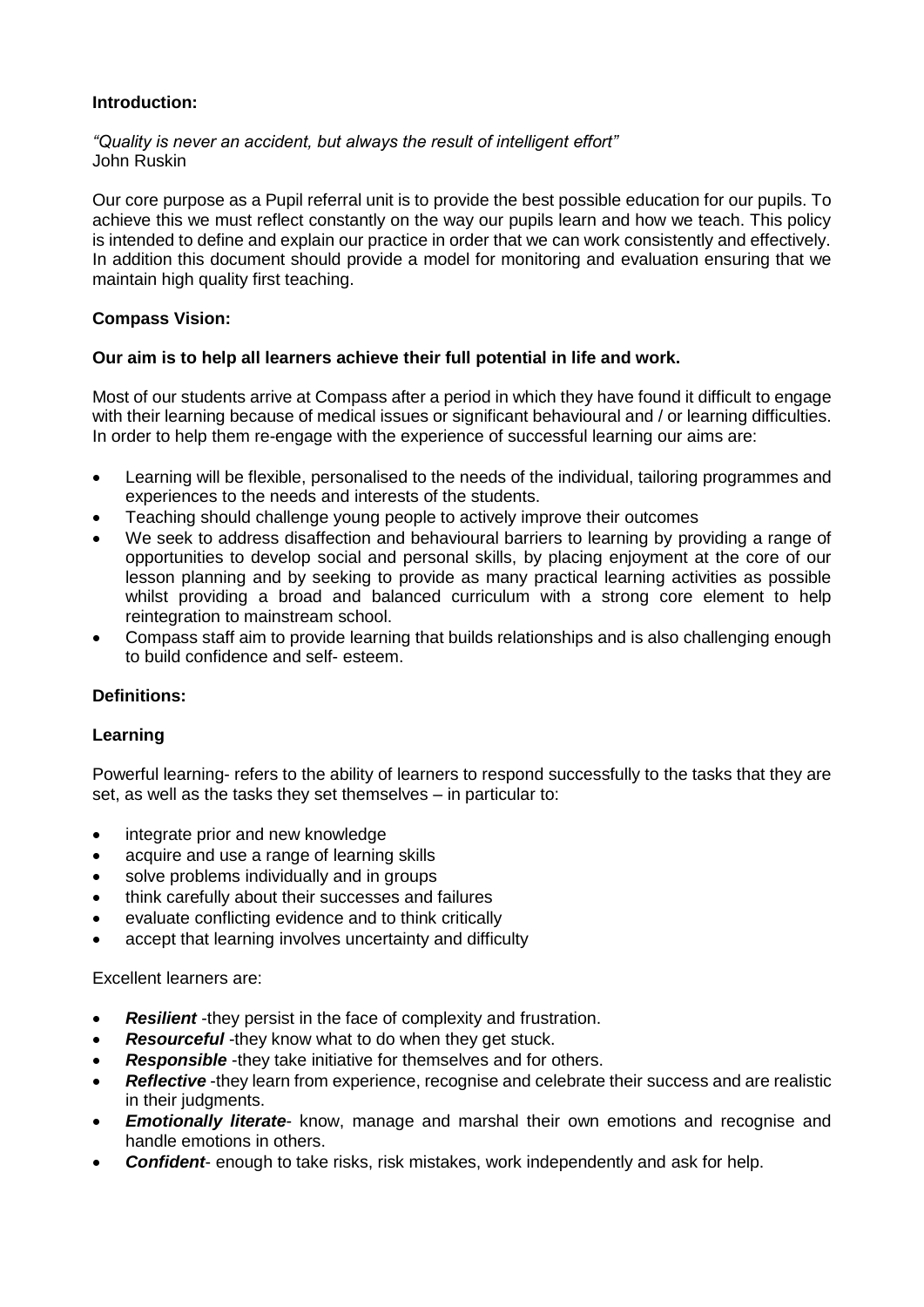**Introduction:**

*"Quality is never an accident, but always the result of intelligent effort"*
John Ruskin

Our core purpose as a Pupil referral unit is to provide the best possible education for our pupils. To achieve this we must reflect constantly on the way our pupils learn and how we teach. This policy is intended to define and explain our practice in order that we can work consistently and effectively. In addition this document should provide a model for monitoring and evaluation ensuring that we maintain high quality first teaching.

**Compass Vision:**

**Our aim is to help all learners achieve their full potential in life and work.**

Most of our students arrive at Compass after a period in which they have found it difficult to engage with their learning because of medical issues or significant behavioural and / or learning difficulties. In order to help them re-engage with the experience of successful learning our aims are:

- Learning will be flexible, personalised to the needs of the individual, tailoring programmes and experiences to the needs and interests of the students.
- Teaching should challenge young people to actively improve their outcomes
- We seek to address disaffection and behavioural barriers to learning by providing a range of opportunities to develop social and personal skills, by placing enjoyment at the core of our lesson planning and by seeking to provide as many practical learning activities as possible whilst providing a broad and balanced curriculum with a strong core element to help reintegration to mainstream school.
- Compass staff aim to provide learning that builds relationships and is also challenging enough to build confidence and self- esteem.

**Definitions:**

**Learning**

Powerful learning- refers to the ability of learners to respond successfully to the tasks that they are set, as well as the tasks they set themselves – in particular to:

- integrate prior and new knowledge
- acquire and use a range of learning skills
- solve problems individually and in groups
- think carefully about their successes and failures
- evaluate conflicting evidence and to think critically
- accept that learning involves uncertainty and difficulty

Excellent learners are:

- ***Resilient*** -they persist in the face of complexity and frustration.
- ***Resourceful*** -they know what to do when they get stuck.
- ***Responsible*** -they take initiative for themselves and for others.
- ***Reflective*** -they learn from experience, recognise and celebrate their success and are realistic in their judgments.
- ***Emotionally literate***- know, manage and marshal their own emotions and recognise and handle emotions in others.
- ***Confident***- enough to take risks, risk mistakes, work independently and ask for help.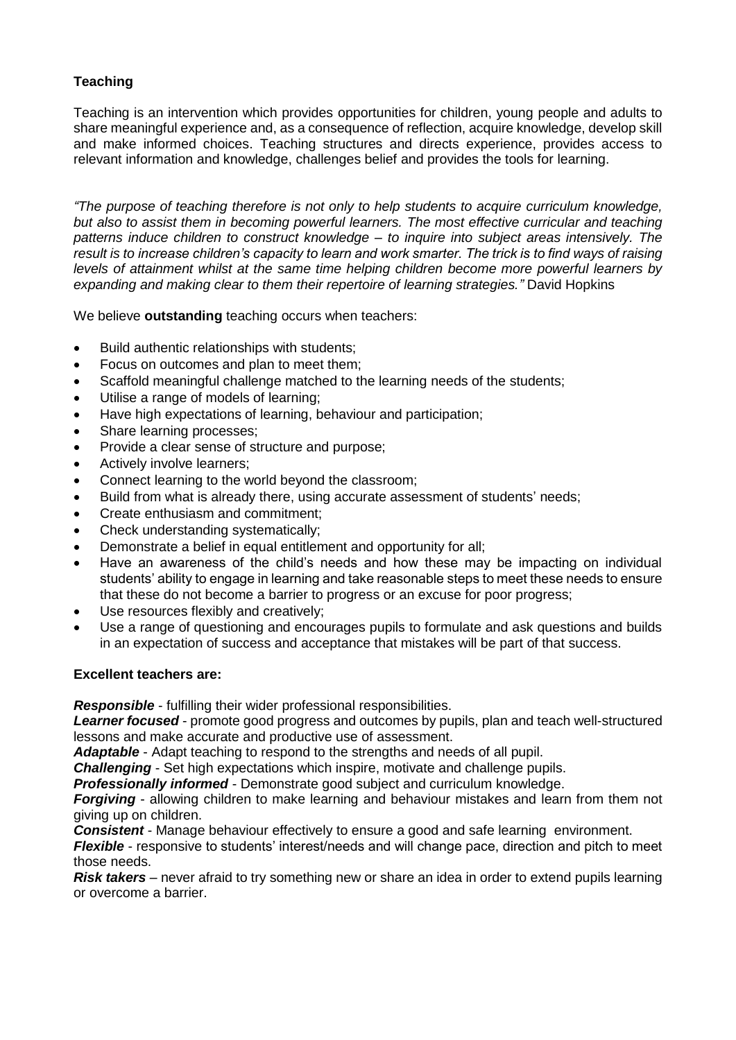## Teaching

Teaching is an intervention which provides opportunities for children, young people and adults to share meaningful experience and, as a consequence of reflection, acquire knowledge, develop skill and make informed choices. Teaching structures and directs experience, provides access to relevant information and knowledge, challenges belief and provides the tools for learning.

*"The purpose of teaching therefore is not only to help students to acquire curriculum knowledge, but also to assist them in becoming powerful learners. The most effective curricular and teaching patterns induce children to construct knowledge – to inquire into subject areas intensively. The result is to increase children's capacity to learn and work smarter. The trick is to find ways of raising levels of attainment whilst at the same time helping children become more powerful learners by expanding and making clear to them their repertoire of learning strategies."* David Hopkins

We believe **outstanding** teaching occurs when teachers:

- Build authentic relationships with students;
- Focus on outcomes and plan to meet them;
- Scaffold meaningful challenge matched to the learning needs of the students;
- Utilise a range of models of learning;
- Have high expectations of learning, behaviour and participation;
- Share learning processes;
- Provide a clear sense of structure and purpose;
- Actively involve learners;
- Connect learning to the world beyond the classroom;
- Build from what is already there, using accurate assessment of students' needs;
- Create enthusiasm and commitment;
- Check understanding systematically;
- Demonstrate a belief in equal entitlement and opportunity for all;
- Have an awareness of the child's needs and how these may be impacting on individual students' ability to engage in learning and take reasonable steps to meet these needs to ensure that these do not become a barrier to progress or an excuse for poor progress;
- Use resources flexibly and creatively;
- Use a range of questioning and encourages pupils to formulate and ask questions and builds in an expectation of success and acceptance that mistakes will be part of that success.

**Excellent teachers are:**

***Responsible*** - fulfilling their wider professional responsibilities.

***Learner focused*** - promote good progress and outcomes by pupils, plan and teach well-structured lessons and make accurate and productive use of assessment.

***Adaptable*** - Adapt teaching to respond to the strengths and needs of all pupil.

***Challenging*** - Set high expectations which inspire, motivate and challenge pupils.

***Professionally informed*** - Demonstrate good subject and curriculum knowledge.

***Forgiving*** - allowing children to make learning and behaviour mistakes and learn from them not giving up on children.

***Consistent*** - Manage behaviour effectively to ensure a good and safe learning environment.

***Flexible*** - responsive to students' interest/needs and will change pace, direction and pitch to meet those needs.

***Risk takers*** – never afraid to try something new or share an idea in order to extend pupils learning or overcome a barrier.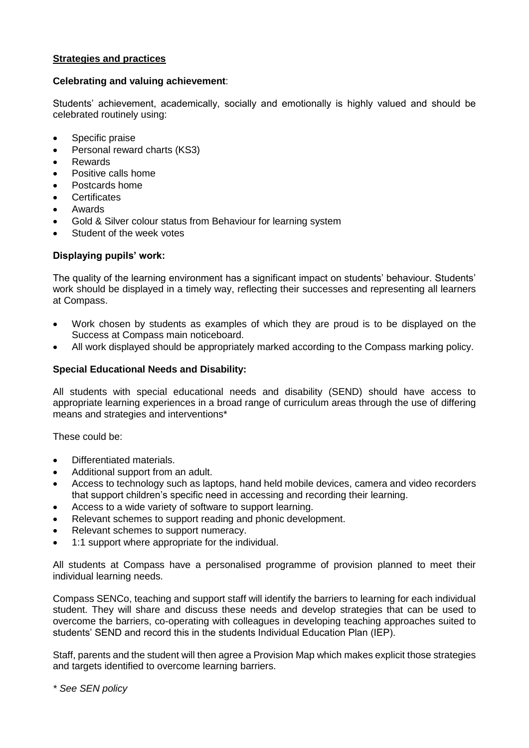## Strategies and practices

### Celebrating and valuing achievement:

Students' achievement, academically, socially and emotionally is highly valued and should be celebrated routinely using:

- Specific praise
- Personal reward charts (KS3)
- Rewards
- Positive calls home
- Postcards home
- Certificates
- Awards
- Gold & Silver colour status from Behaviour for learning system
- Student of the week votes

### Displaying pupils' work:

The quality of the learning environment has a significant impact on students' behaviour. Students' work should be displayed in a timely way, reflecting their successes and representing all learners at Compass.

- Work chosen by students as examples of which they are proud is to be displayed on the Success at Compass main noticeboard.
- All work displayed should be appropriately marked according to the Compass marking policy.

### Special Educational Needs and Disability:

All students with special educational needs and disability (SEND) should have access to appropriate learning experiences in a broad range of curriculum areas through the use of differing means and strategies and interventions*

These could be:

- Differentiated materials.
- Additional support from an adult.
- Access to technology such as laptops, hand held mobile devices, camera and video recorders that support children's specific need in accessing and recording their learning.
- Access to a wide variety of software to support learning.
- Relevant schemes to support reading and phonic development.
- Relevant schemes to support numeracy.
- 1:1 support where appropriate for the individual.

All students at Compass have a personalised programme of provision planned to meet their individual learning needs.

Compass SENCo, teaching and support staff will identify the barriers to learning for each individual student. They will share and discuss these needs and develop strategies that can be used to overcome the barriers, co-operating with colleagues in developing teaching approaches suited to students' SEND and record this in the students Individual Education Plan (IEP).

Staff, parents and the student will then agree a Provision Map which makes explicit those strategies and targets identified to overcome learning barriers.

*\* See SEN policy*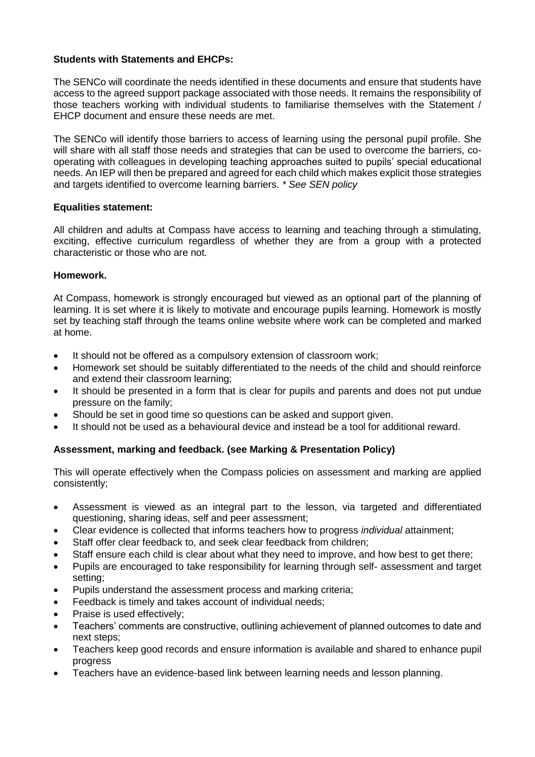**Students with Statements and EHCPs:**

The SENCo will coordinate the needs identified in these documents and ensure that students have access to the agreed support package associated with those needs. It remains the responsibility of those teachers working with individual students to familiarise themselves with the Statement / EHCP document and ensure these needs are met.

The SENCo will identify those barriers to access of learning using the personal pupil profile. She will share with all staff those needs and strategies that can be used to overcome the barriers, co-operating with colleagues in developing teaching approaches suited to pupils' special educational needs. An IEP will then be prepared and agreed for each child which makes explicit those strategies and targets identified to overcome learning barriers. *\* See SEN policy*

**Equalities statement:**

All children and adults at Compass have access to learning and teaching through a stimulating, exciting, effective curriculum regardless of whether they are from a group with a protected characteristic or those who are not.

**Homework.**

At Compass, homework is strongly encouraged but viewed as an optional part of the planning of learning. It is set where it is likely to motivate and encourage pupils learning. Homework is mostly set by teaching staff through the teams online website where work can be completed and marked at home.

- It should not be offered as a compulsory extension of classroom work;
- Homework set should be suitably differentiated to the needs of the child and should reinforce and extend their classroom learning;
- It should be presented in a form that is clear for pupils and parents and does not put undue pressure on the family;
- Should be set in good time so questions can be asked and support given.
- It should not be used as a behavioural device and instead be a tool for additional reward.

**Assessment, marking and feedback. (see Marking & Presentation Policy)**

This will operate effectively when the Compass policies on assessment and marking are applied consistently;

- Assessment is viewed as an integral part to the lesson, via targeted and differentiated questioning, sharing ideas, self and peer assessment;
- Clear evidence is collected that informs teachers how to progress *individual* attainment;
- Staff offer clear feedback to, and seek clear feedback from children;
- Staff ensure each child is clear about what they need to improve, and how best to get there;
- Pupils are encouraged to take responsibility for learning through self- assessment and target setting;
- Pupils understand the assessment process and marking criteria;
- Feedback is timely and takes account of individual needs;
- Praise is used effectively;
- Teachers' comments are constructive, outlining achievement of planned outcomes to date and next steps;
- Teachers keep good records and ensure information is available and shared to enhance pupil progress
- Teachers have an evidence-based link between learning needs and lesson planning.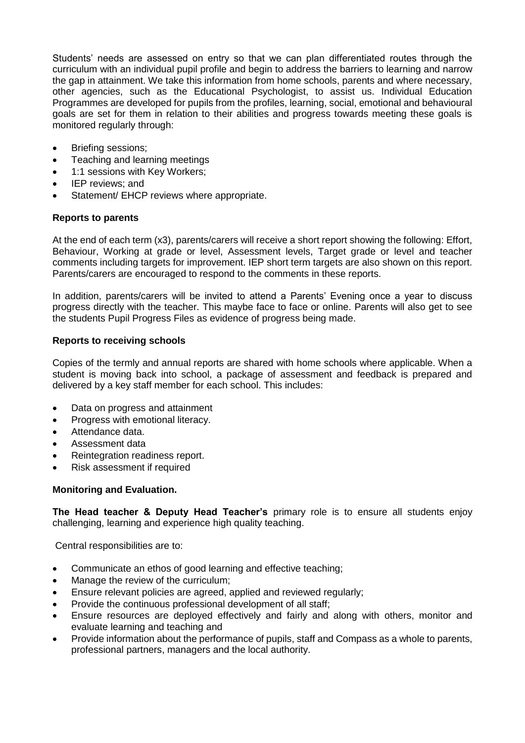Students' needs are assessed on entry so that we can plan differentiated routes through the curriculum with an individual pupil profile and begin to address the barriers to learning and narrow the gap in attainment. We take this information from home schools, parents and where necessary, other agencies, such as the Educational Psychologist, to assist us. Individual Education Programmes are developed for pupils from the profiles, learning, social, emotional and behavioural goals are set for them in relation to their abilities and progress towards meeting these goals is monitored regularly through:

- Briefing sessions;
- Teaching and learning meetings
- 1:1 sessions with Key Workers;
- IEP reviews; and
- Statement/ EHCP reviews where appropriate.

**Reports to parents**

At the end of each term (x3), parents/carers will receive a short report showing the following: Effort, Behaviour, Working at grade or level, Assessment levels, Target grade or level and teacher comments including targets for improvement. IEP short term targets are also shown on this report. Parents/carers are encouraged to respond to the comments in these reports.

In addition, parents/carers will be invited to attend a Parents' Evening once a year to discuss progress directly with the teacher. This maybe face to face or online. Parents will also get to see the students Pupil Progress Files as evidence of progress being made.

**Reports to receiving schools**

Copies of the termly and annual reports are shared with home schools where applicable. When a student is moving back into school, a package of assessment and feedback is prepared and delivered by a key staff member for each school. This includes:

- Data on progress and attainment
- Progress with emotional literacy.
- Attendance data.
- Assessment data
- Reintegration readiness report.
- Risk assessment if required

**Monitoring and Evaluation.**

**The Head teacher & Deputy Head Teacher's** primary role is to ensure all students enjoy challenging, learning and experience high quality teaching.

Central responsibilities are to:

- Communicate an ethos of good learning and effective teaching;
- Manage the review of the curriculum;
- Ensure relevant policies are agreed, applied and reviewed regularly;
- Provide the continuous professional development of all staff;
- Ensure resources are deployed effectively and fairly and along with others, monitor and evaluate learning and teaching and
- Provide information about the performance of pupils, staff and Compass as a whole to parents, professional partners, managers and the local authority.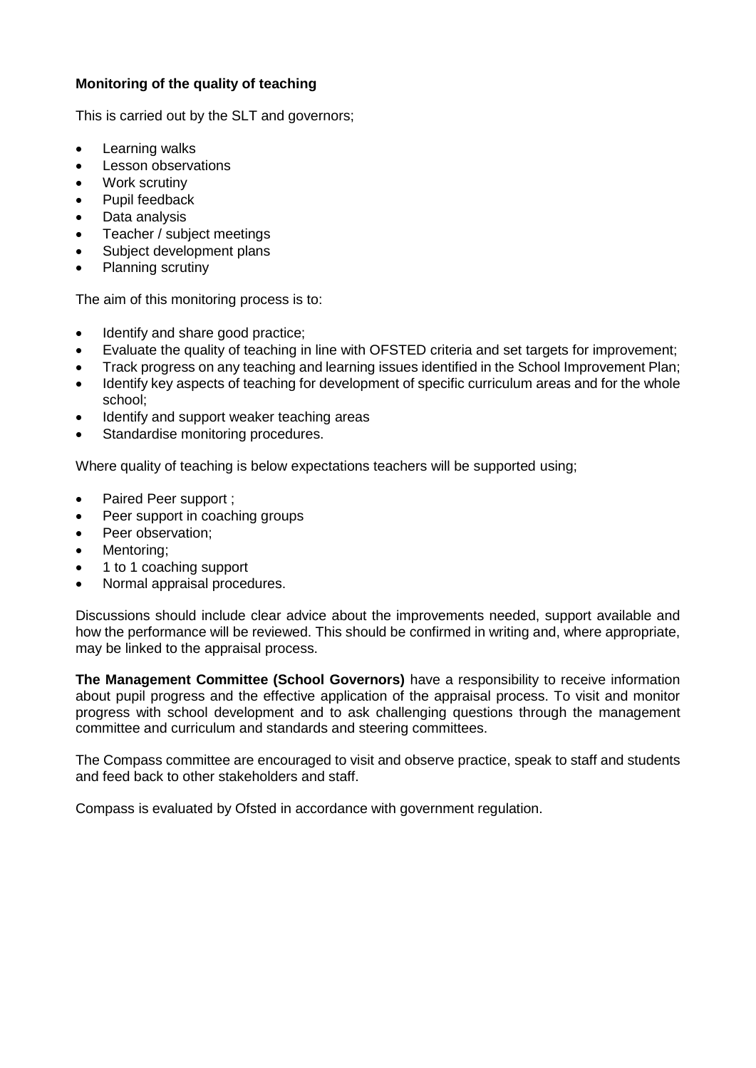**Monitoring of the quality of teaching**

This is carried out by the SLT and governors;

- Learning walks
- Lesson observations
- Work scrutiny
- Pupil feedback
- Data analysis
- Teacher / subject meetings
- Subject development plans
- Planning scrutiny

The aim of this monitoring process is to:

- Identify and share good practice;
- Evaluate the quality of teaching in line with OFSTED criteria and set targets for improvement;
- Track progress on any teaching and learning issues identified in the School Improvement Plan;
- Identify key aspects of teaching for development of specific curriculum areas and for the whole school;
- Identify and support weaker teaching areas
- Standardise monitoring procedures.

Where quality of teaching is below expectations teachers will be supported using;

- Paired Peer support ;
- Peer support in coaching groups
- Peer observation;
- Mentoring;
- 1 to 1 coaching support
- Normal appraisal procedures.

Discussions should include clear advice about the improvements needed, support available and how the performance will be reviewed. This should be confirmed in writing and, where appropriate, may be linked to the appraisal process.

**The Management Committee (School Governors)** have a responsibility to receive information about pupil progress and the effective application of the appraisal process. To visit and monitor progress with school development and to ask challenging questions through the management committee and curriculum and standards and steering committees.

The Compass committee are encouraged to visit and observe practice, speak to staff and students and feed back to other stakeholders and staff.

Compass is evaluated by Ofsted in accordance with government regulation.